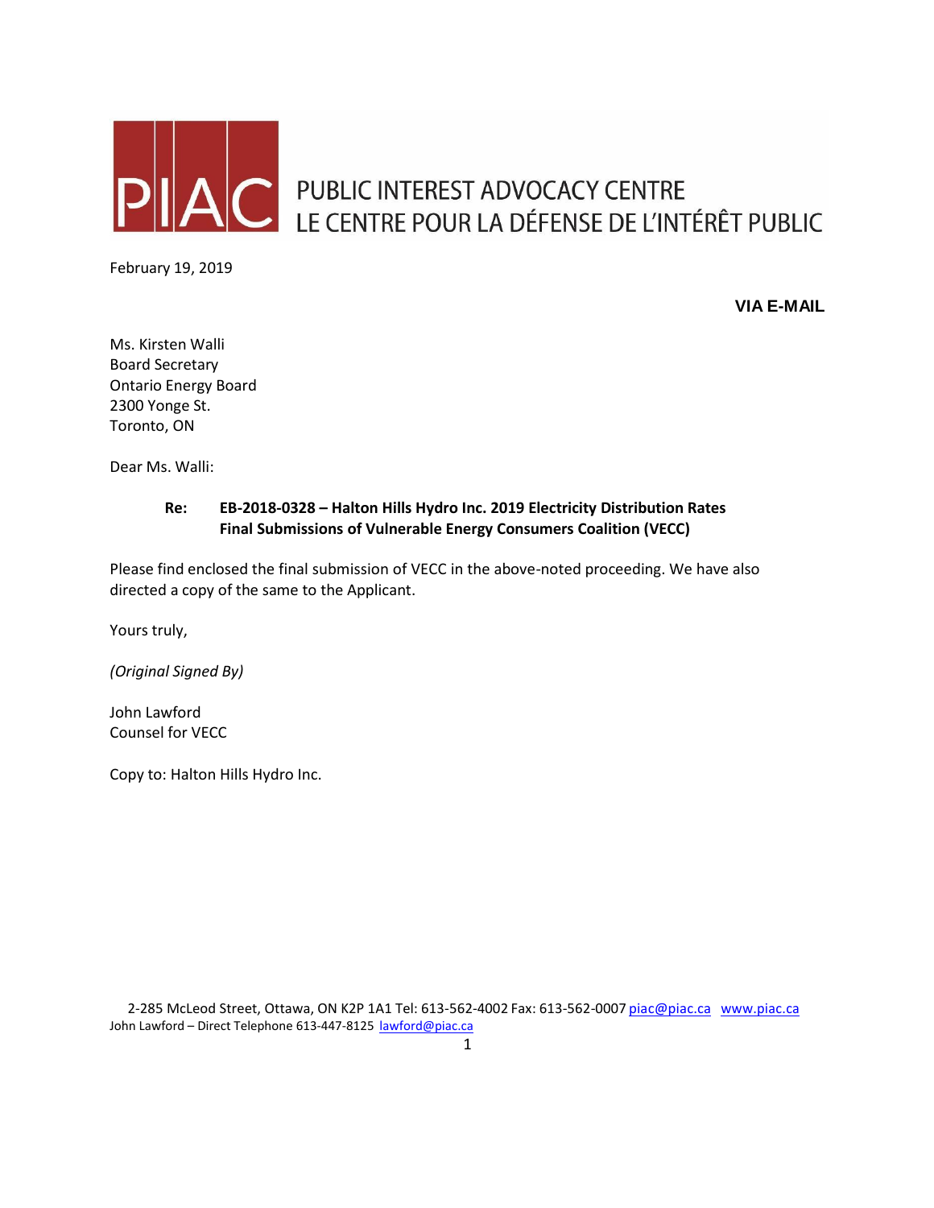PIAC

PUBLIC INTEREST ADVOCACY CENTRE
LE CENTRE POUR LA DÉFENSE DE L'INTÉRÊT PUBLIC

February 19, 2019

**VIA E-MAIL**

Ms. Kirsten Walli
Board Secretary
Ontario Energy Board
2300 Yonge St.
Toronto, ON

Dear Ms. Walli:

**Re: EB-2018-0328 – Halton Hills Hydro Inc. 2019 Electricity Distribution Rates**
**Final Submissions of Vulnerable Energy Consumers Coalition (VECC)**

Please find enclosed the final submission of VECC in the above-noted proceeding. We have also directed a copy of the same to the Applicant.

Yours truly,

*(Original Signed By)*

John Lawford
Counsel for VECC

Copy to: Halton Hills Hydro Inc.

2-285 McLeod Street, Ottawa, ON K2P 1A1 Tel: 613-562-4002 Fax: 613-562-0007 piac@piac.ca www.piac.ca
John Lawford – Direct Telephone 613-447-8125 lawford@piac.ca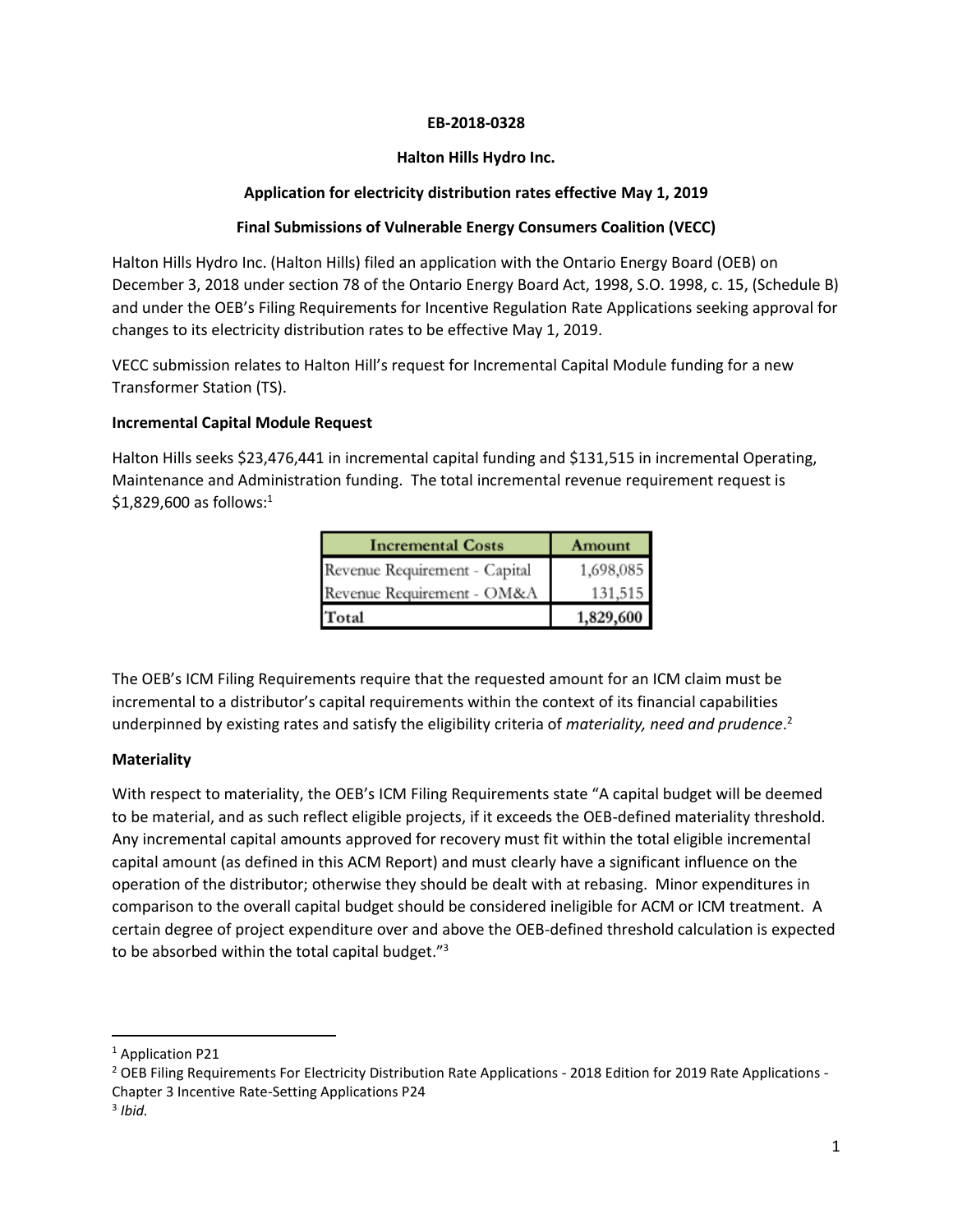**EB-2018-0328**

**Halton Hills Hydro Inc.**

**Application for electricity distribution rates effective May 1, 2019**

**Final Submissions of Vulnerable Energy Consumers Coalition (VECC)**

Halton Hills Hydro Inc. (Halton Hills) filed an application with the Ontario Energy Board (OEB) on December 3, 2018 under section 78 of the Ontario Energy Board Act, 1998, S.O. 1998, c. 15, (Schedule B) and under the OEB's Filing Requirements for Incentive Regulation Rate Applications seeking approval for changes to its electricity distribution rates to be effective May 1, 2019.

VECC submission relates to Halton Hill's request for Incremental Capital Module funding for a new Transformer Station (TS).

**Incremental Capital Module Request**

Halton Hills seeks $23,476,441 in incremental capital funding and $131,515 in incremental Operating, Maintenance and Administration funding. The total incremental revenue requirement request is $1,829,600 as follows:[1]

| Incremental Costs | Amount |
|---|---|
| Revenue Requirement - Capital | 1,698,085 |
| Revenue Requirement - OM&A | 131,515 |
| **Total** | **1,829,600** |

The OEB's ICM Filing Requirements require that the requested amount for an ICM claim must be incremental to a distributor's capital requirements within the context of its financial capabilities underpinned by existing rates and satisfy the eligibility criteria of *materiality, need and prudence*.[2]

**Materiality**

With respect to materiality, the OEB's ICM Filing Requirements state "A capital budget will be deemed to be material, and as such reflect eligible projects, if it exceeds the OEB-defined materiality threshold. Any incremental capital amounts approved for recovery must fit within the total eligible incremental capital amount (as defined in this ACM Report) and must clearly have a significant influence on the operation of the distributor; otherwise they should be dealt with at rebasing. Minor expenditures in comparison to the overall capital budget should be considered ineligible for ACM or ICM treatment. A certain degree of project expenditure over and above the OEB-defined threshold calculation is expected to be absorbed within the total capital budget."[3]

---

[1] Application P21

[2] OEB Filing Requirements For Electricity Distribution Rate Applications - 2018 Edition for 2019 Rate Applications - Chapter 3 Incentive Rate-Setting Applications P24

[3] *Ibid.*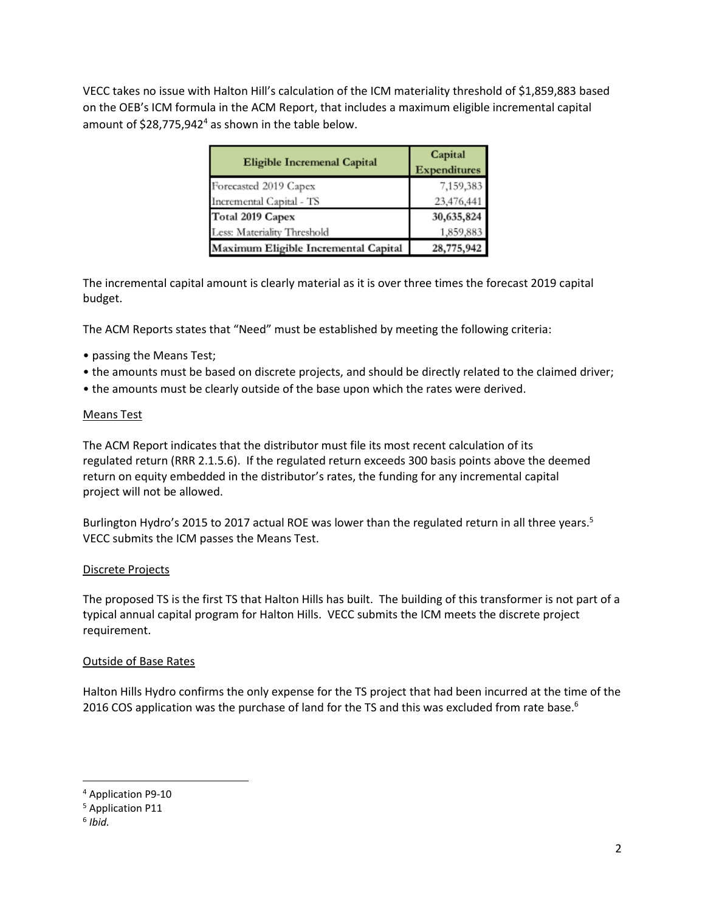VECC takes no issue with Halton Hill's calculation of the ICM materiality threshold of $1,859,883 based on the OEB's ICM formula in the ACM Report, that includes a maximum eligible incremental capital amount of $28,775,942[4] as shown in the table below.

| Eligible Incremenal Capital | Capital Expenditures |
|---|---|
| Forecasted 2019 Capex | 7,159,383 |
| Incremental Capital - TS | 23,476,441 |
| **Total 2019 Capex** | **30,635,824** |
| Less: Materiality Threshold | 1,859,883 |
| **Maximum Eligible Incremental Capital** | **28,775,942** |

The incremental capital amount is clearly material as it is over three times the forecast 2019 capital budget.

The ACM Reports states that "Need" must be established by meeting the following criteria:

- passing the Means Test;
- the amounts must be based on discrete projects, and should be directly related to the claimed driver;
- the amounts must be clearly outside of the base upon which the rates were derived.

Means Test

The ACM Report indicates that the distributor must file its most recent calculation of its regulated return (RRR 2.1.5.6). If the regulated return exceeds 300 basis points above the deemed return on equity embedded in the distributor's rates, the funding for any incremental capital project will not be allowed.

Burlington Hydro's 2015 to 2017 actual ROE was lower than the regulated return in all three years.[5] VECC submits the ICM passes the Means Test.

Discrete Projects

The proposed TS is the first TS that Halton Hills has built. The building of this transformer is not part of a typical annual capital program for Halton Hills. VECC submits the ICM meets the discrete project requirement.

Outside of Base Rates

Halton Hills Hydro confirms the only expense for the TS project that had been incurred at the time of the 2016 COS application was the purchase of land for the TS and this was excluded from rate base.[6]

---

[4] Application P9-10

[5] Application P11

[6] *Ibid.*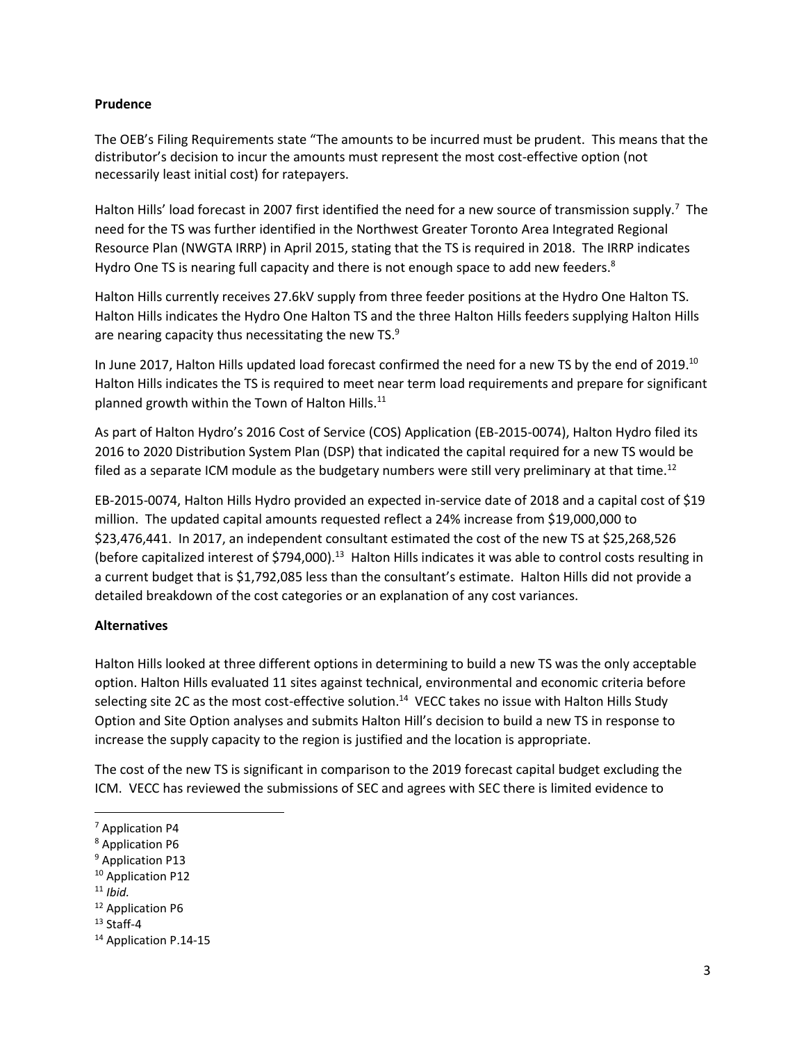### Prudence

The OEB's Filing Requirements state "The amounts to be incurred must be prudent. This means that the distributor's decision to incur the amounts must represent the most cost-effective option (not necessarily least initial cost) for ratepayers.

Halton Hills' load forecast in 2007 first identified the need for a new source of transmission supply.[7] The need for the TS was further identified in the Northwest Greater Toronto Area Integrated Regional Resource Plan (NWGTA IRRP) in April 2015, stating that the TS is required in 2018. The IRRP indicates Hydro One TS is nearing full capacity and there is not enough space to add new feeders.[8]

Halton Hills currently receives 27.6kV supply from three feeder positions at the Hydro One Halton TS. Halton Hills indicates the Hydro One Halton TS and the three Halton Hills feeders supplying Halton Hills are nearing capacity thus necessitating the new TS.[9]

In June 2017, Halton Hills updated load forecast confirmed the need for a new TS by the end of 2019.[10] Halton Hills indicates the TS is required to meet near term load requirements and prepare for significant planned growth within the Town of Halton Hills.[11]

As part of Halton Hydro's 2016 Cost of Service (COS) Application (EB-2015-0074), Halton Hydro filed its 2016 to 2020 Distribution System Plan (DSP) that indicated the capital required for a new TS would be filed as a separate ICM module as the budgetary numbers were still very preliminary at that time.[12]

EB-2015-0074, Halton Hills Hydro provided an expected in-service date of 2018 and a capital cost of $19 million. The updated capital amounts requested reflect a 24% increase from $19,000,000 to $23,476,441. In 2017, an independent consultant estimated the cost of the new TS at $25,268,526 (before capitalized interest of $794,000).[13] Halton Hills indicates it was able to control costs resulting in a current budget that is $1,792,085 less than the consultant's estimate. Halton Hills did not provide a detailed breakdown of the cost categories or an explanation of any cost variances.

### Alternatives

Halton Hills looked at three different options in determining to build a new TS was the only acceptable option. Halton Hills evaluated 11 sites against technical, environmental and economic criteria before selecting site 2C as the most cost-effective solution.[14] VECC takes no issue with Halton Hills Study Option and Site Option analyses and submits Halton Hill's decision to build a new TS in response to increase the supply capacity to the region is justified and the location is appropriate.

The cost of the new TS is significant in comparison to the 2019 forecast capital budget excluding the ICM. VECC has reviewed the submissions of SEC and agrees with SEC there is limited evidence to

---

[7] Application P4

[8] Application P6

[9] Application P13

[10] Application P12

[11] *Ibid.*

[12] Application P6

[13] Staff-4

[14] Application P.14-15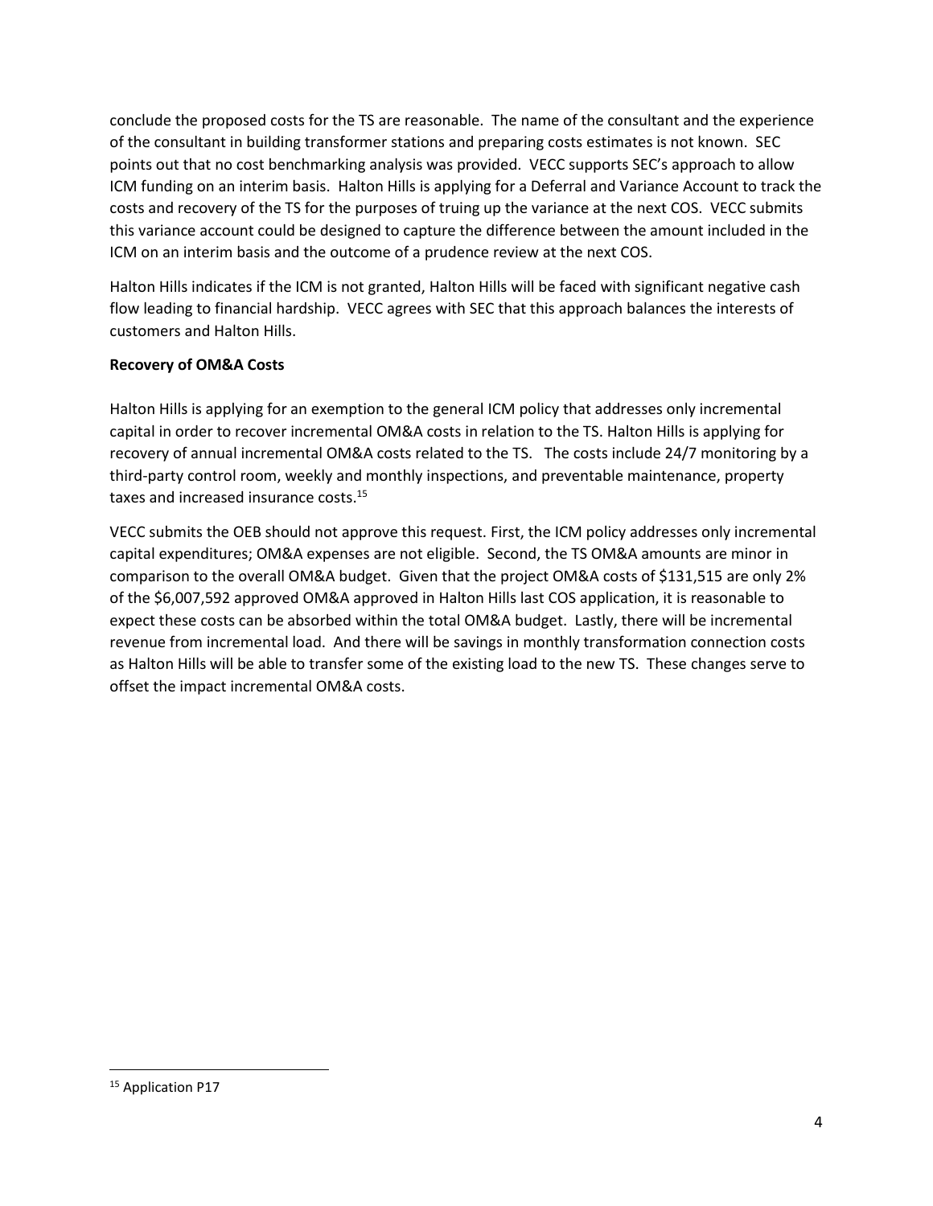conclude the proposed costs for the TS are reasonable. The name of the consultant and the experience of the consultant in building transformer stations and preparing costs estimates is not known. SEC points out that no cost benchmarking analysis was provided. VECC supports SEC's approach to allow ICM funding on an interim basis. Halton Hills is applying for a Deferral and Variance Account to track the costs and recovery of the TS for the purposes of truing up the variance at the next COS. VECC submits this variance account could be designed to capture the difference between the amount included in the ICM on an interim basis and the outcome of a prudence review at the next COS.

Halton Hills indicates if the ICM is not granted, Halton Hills will be faced with significant negative cash flow leading to financial hardship. VECC agrees with SEC that this approach balances the interests of customers and Halton Hills.

**Recovery of OM&A Costs**

Halton Hills is applying for an exemption to the general ICM policy that addresses only incremental capital in order to recover incremental OM&A costs in relation to the TS. Halton Hills is applying for recovery of annual incremental OM&A costs related to the TS. The costs include 24/7 monitoring by a third-party control room, weekly and monthly inspections, and preventable maintenance, property taxes and increased insurance costs.[15]

VECC submits the OEB should not approve this request. First, the ICM policy addresses only incremental capital expenditures; OM&A expenses are not eligible. Second, the TS OM&A amounts are minor in comparison to the overall OM&A budget. Given that the project OM&A costs of $131,515 are only 2% of the $6,007,592 approved OM&A approved in Halton Hills last COS application, it is reasonable to expect these costs can be absorbed within the total OM&A budget. Lastly, there will be incremental revenue from incremental load. And there will be savings in monthly transformation connection costs as Halton Hills will be able to transfer some of the existing load to the new TS. These changes serve to offset the impact incremental OM&A costs.

---

[15] Application P17